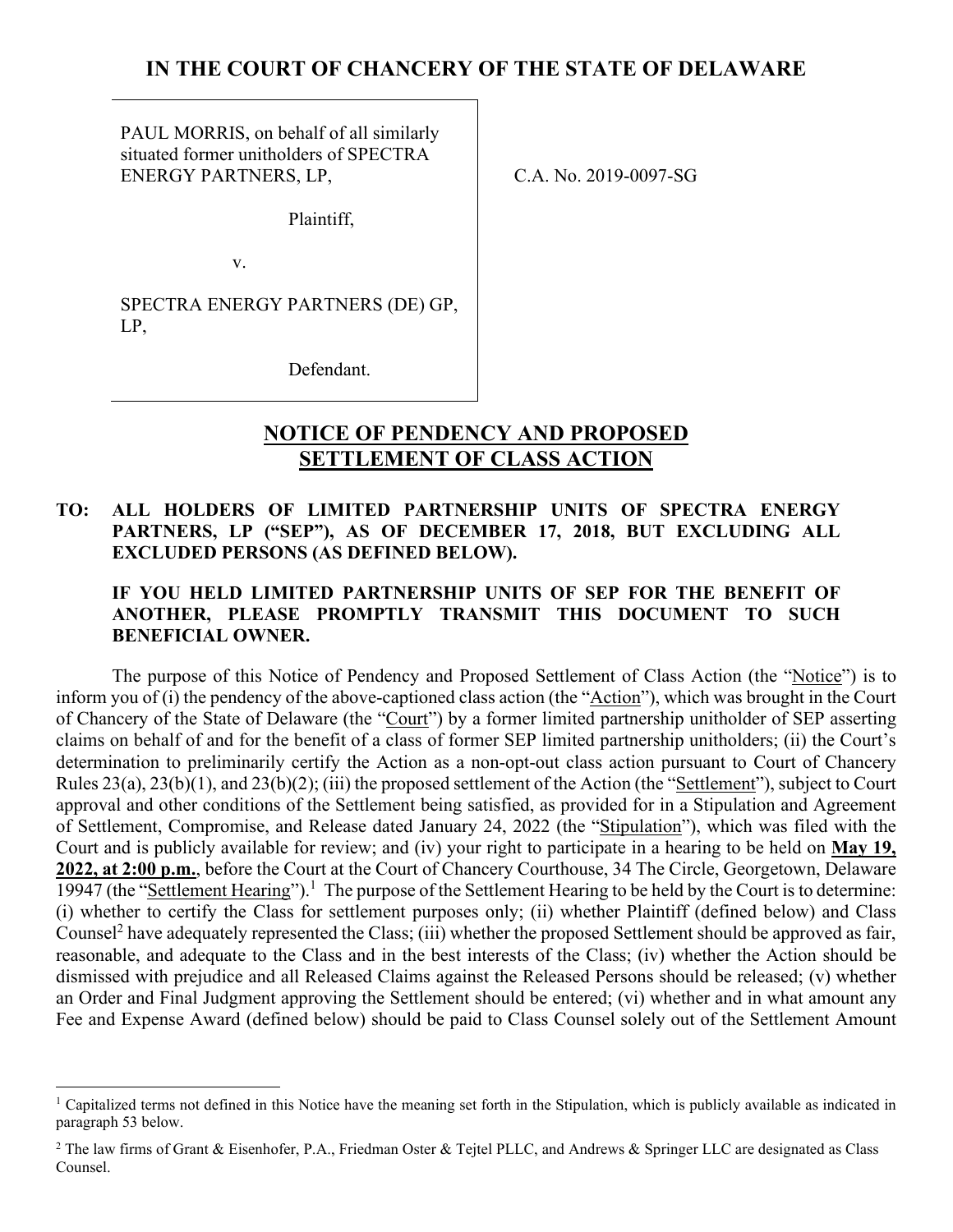# IN THE COURT OF CHANCERY OF THE STATE OF DELAWARE

| | |
|---|---|
| PAUL MORRIS, on behalf of all similarly situated former unitholders of SPECTRA ENERGY PARTNERS, LP,<br><br>Plaintiff,<br><br>v.<br><br>SPECTRA ENERGY PARTNERS (DE) GP, LP,<br><br>Defendant. | C.A. No. 2019-0097-SG |

## NOTICE OF PENDENCY AND PROPOSED SETTLEMENT OF CLASS ACTION

**TO: ALL HOLDERS OF LIMITED PARTNERSHIP UNITS OF SPECTRA ENERGY PARTNERS, LP ("SEP"), AS OF DECEMBER 17, 2018, BUT EXCLUDING ALL EXCLUDED PERSONS (AS DEFINED BELOW).**

**IF YOU HELD LIMITED PARTNERSHIP UNITS OF SEP FOR THE BENEFIT OF ANOTHER, PLEASE PROMPTLY TRANSMIT THIS DOCUMENT TO SUCH BENEFICIAL OWNER.**

The purpose of this Notice of Pendency and Proposed Settlement of Class Action (the "Notice") is to inform you of (i) the pendency of the above-captioned class action (the "Action"), which was brought in the Court of Chancery of the State of Delaware (the "Court") by a former limited partnership unitholder of SEP asserting claims on behalf of and for the benefit of a class of former SEP limited partnership unitholders; (ii) the Court's determination to preliminarily certify the Action as a non-opt-out class action pursuant to Court of Chancery Rules 23(a), 23(b)(1), and 23(b)(2); (iii) the proposed settlement of the Action (the "Settlement"), subject to Court approval and other conditions of the Settlement being satisfied, as provided for in a Stipulation and Agreement of Settlement, Compromise, and Release dated January 24, 2022 (the "Stipulation"), which was filed with the Court and is publicly available for review; and (iv) your right to participate in a hearing to be held on **May 19, 2022, at 2:00 p.m.**, before the Court at the Court of Chancery Courthouse, 34 The Circle, Georgetown, Delaware 19947 (the "Settlement Hearing").[1] The purpose of the Settlement Hearing to be held by the Court is to determine: (i) whether to certify the Class for settlement purposes only; (ii) whether Plaintiff (defined below) and Class Counsel[2] have adequately represented the Class; (iii) whether the proposed Settlement should be approved as fair, reasonable, and adequate to the Class and in the best interests of the Class; (iv) whether the Action should be dismissed with prejudice and all Released Claims against the Released Persons should be released; (v) whether an Order and Final Judgment approving the Settlement should be entered; (vi) whether and in what amount any Fee and Expense Award (defined below) should be paid to Class Counsel solely out of the Settlement Amount

---

[1] Capitalized terms not defined in this Notice have the meaning set forth in the Stipulation, which is publicly available as indicated in paragraph 53 below.

[2] The law firms of Grant & Eisenhofer, P.A., Friedman Oster & Tejtel PLLC, and Andrews & Springer LLC are designated as Class Counsel.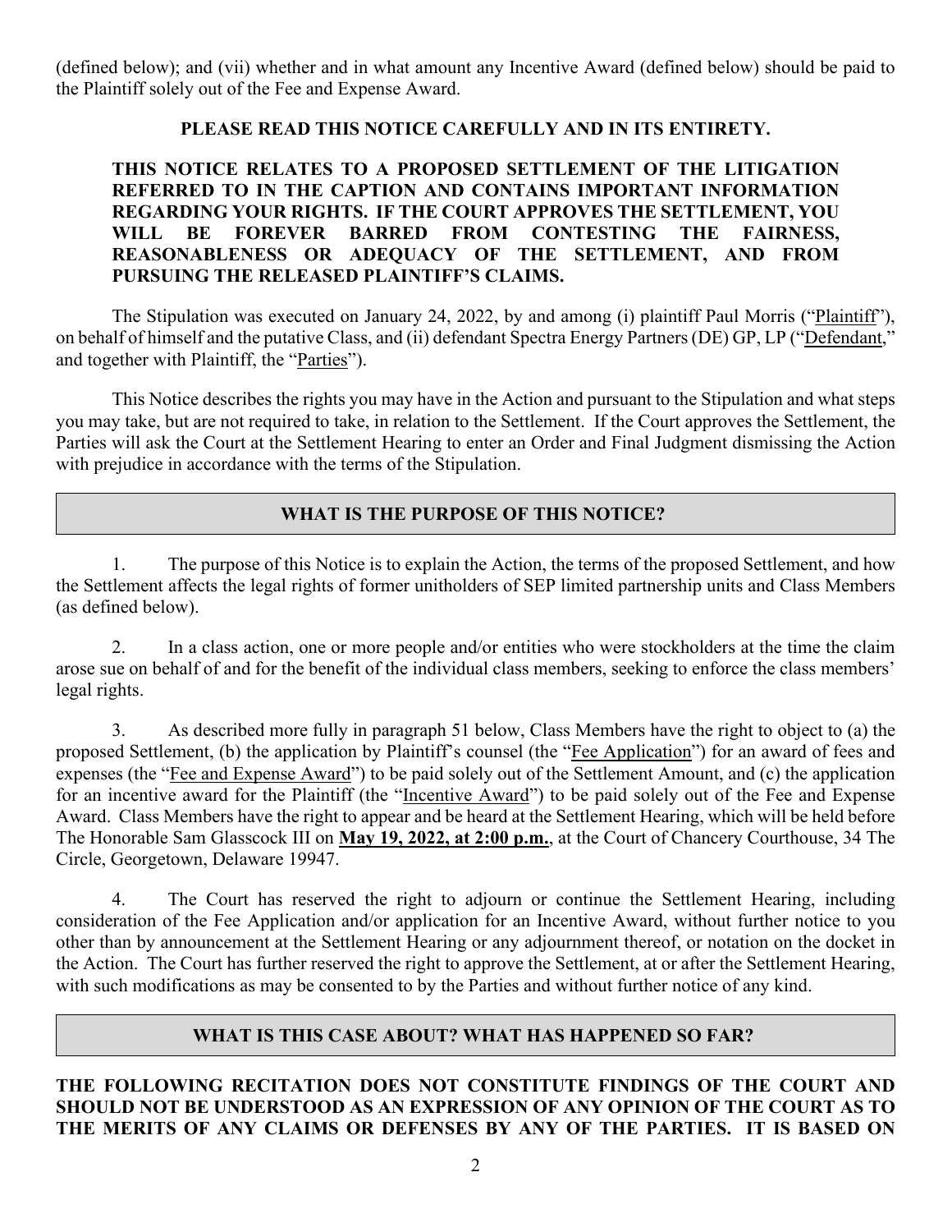(defined below); and (vii) whether and in what amount any Incentive Award (defined below) should be paid to the Plaintiff solely out of the Fee and Expense Award.

**PLEASE READ THIS NOTICE CAREFULLY AND IN ITS ENTIRETY.**

**THIS NOTICE RELATES TO A PROPOSED SETTLEMENT OF THE LITIGATION REFERRED TO IN THE CAPTION AND CONTAINS IMPORTANT INFORMATION REGARDING YOUR RIGHTS. IF THE COURT APPROVES THE SETTLEMENT, YOU WILL BE FOREVER BARRED FROM CONTESTING THE FAIRNESS, REASONABLENESS OR ADEQUACY OF THE SETTLEMENT, AND FROM PURSUING THE RELEASED PLAINTIFF'S CLAIMS.**

The Stipulation was executed on January 24, 2022, by and among (i) plaintiff Paul Morris ("Plaintiff"), on behalf of himself and the putative Class, and (ii) defendant Spectra Energy Partners (DE) GP, LP ("Defendant," and together with Plaintiff, the "Parties").

This Notice describes the rights you may have in the Action and pursuant to the Stipulation and what steps you may take, but are not required to take, in relation to the Settlement. If the Court approves the Settlement, the Parties will ask the Court at the Settlement Hearing to enter an Order and Final Judgment dismissing the Action with prejudice in accordance with the terms of the Stipulation.

## WHAT IS THE PURPOSE OF THIS NOTICE?

1. The purpose of this Notice is to explain the Action, the terms of the proposed Settlement, and how the Settlement affects the legal rights of former unitholders of SEP limited partnership units and Class Members (as defined below).

2. In a class action, one or more people and/or entities who were stockholders at the time the claim arose sue on behalf of and for the benefit of the individual class members, seeking to enforce the class members' legal rights.

3. As described more fully in paragraph 51 below, Class Members have the right to object to (a) the proposed Settlement, (b) the application by Plaintiff's counsel (the "Fee Application") for an award of fees and expenses (the "Fee and Expense Award") to be paid solely out of the Settlement Amount, and (c) the application for an incentive award for the Plaintiff (the "Incentive Award") to be paid solely out of the Fee and Expense Award. Class Members have the right to appear and be heard at the Settlement Hearing, which will be held before The Honorable Sam Glasscock III on **May 19, 2022, at 2:00 p.m.**, at the Court of Chancery Courthouse, 34 The Circle, Georgetown, Delaware 19947.

4. The Court has reserved the right to adjourn or continue the Settlement Hearing, including consideration of the Fee Application and/or application for an Incentive Award, without further notice to you other than by announcement at the Settlement Hearing or any adjournment thereof, or notation on the docket in the Action. The Court has further reserved the right to approve the Settlement, at or after the Settlement Hearing, with such modifications as may be consented to by the Parties and without further notice of any kind.

## WHAT IS THIS CASE ABOUT? WHAT HAS HAPPENED SO FAR?

**THE FOLLOWING RECITATION DOES NOT CONSTITUTE FINDINGS OF THE COURT AND SHOULD NOT BE UNDERSTOOD AS AN EXPRESSION OF ANY OPINION OF THE COURT AS TO THE MERITS OF ANY CLAIMS OR DEFENSES BY ANY OF THE PARTIES. IT IS BASED ON**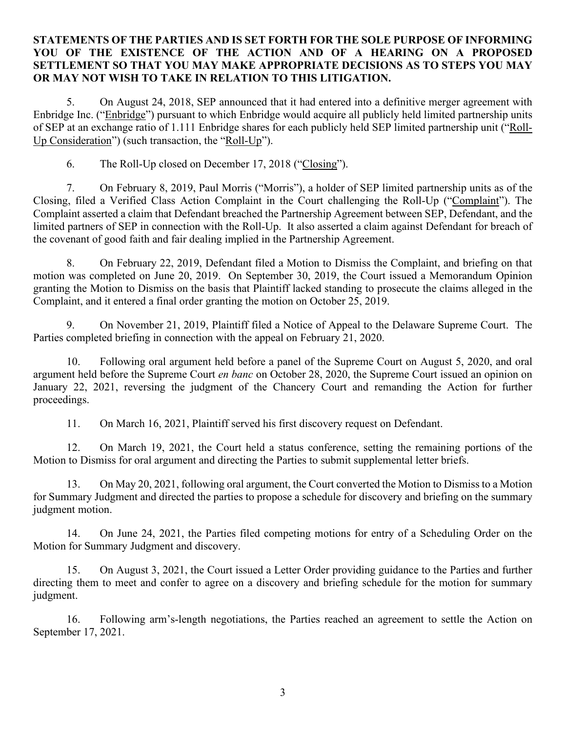**STATEMENTS OF THE PARTIES AND IS SET FORTH FOR THE SOLE PURPOSE OF INFORMING YOU OF THE EXISTENCE OF THE ACTION AND OF A HEARING ON A PROPOSED SETTLEMENT SO THAT YOU MAY MAKE APPROPRIATE DECISIONS AS TO STEPS YOU MAY OR MAY NOT WISH TO TAKE IN RELATION TO THIS LITIGATION.**

5. On August 24, 2018, SEP announced that it had entered into a definitive merger agreement with Enbridge Inc. ("Enbridge") pursuant to which Enbridge would acquire all publicly held limited partnership units of SEP at an exchange ratio of 1.111 Enbridge shares for each publicly held SEP limited partnership unit ("Roll-Up Consideration") (such transaction, the "Roll-Up").

6. The Roll-Up closed on December 17, 2018 ("Closing").

7. On February 8, 2019, Paul Morris ("Morris"), a holder of SEP limited partnership units as of the Closing, filed a Verified Class Action Complaint in the Court challenging the Roll-Up ("Complaint"). The Complaint asserted a claim that Defendant breached the Partnership Agreement between SEP, Defendant, and the limited partners of SEP in connection with the Roll-Up. It also asserted a claim against Defendant for breach of the covenant of good faith and fair dealing implied in the Partnership Agreement.

8. On February 22, 2019, Defendant filed a Motion to Dismiss the Complaint, and briefing on that motion was completed on June 20, 2019. On September 30, 2019, the Court issued a Memorandum Opinion granting the Motion to Dismiss on the basis that Plaintiff lacked standing to prosecute the claims alleged in the Complaint, and it entered a final order granting the motion on October 25, 2019.

9. On November 21, 2019, Plaintiff filed a Notice of Appeal to the Delaware Supreme Court. The Parties completed briefing in connection with the appeal on February 21, 2020.

10. Following oral argument held before a panel of the Supreme Court on August 5, 2020, and oral argument held before the Supreme Court *en banc* on October 28, 2020, the Supreme Court issued an opinion on January 22, 2021, reversing the judgment of the Chancery Court and remanding the Action for further proceedings.

11. On March 16, 2021, Plaintiff served his first discovery request on Defendant.

12. On March 19, 2021, the Court held a status conference, setting the remaining portions of the Motion to Dismiss for oral argument and directing the Parties to submit supplemental letter briefs.

13. On May 20, 2021, following oral argument, the Court converted the Motion to Dismiss to a Motion for Summary Judgment and directed the parties to propose a schedule for discovery and briefing on the summary judgment motion.

14. On June 24, 2021, the Parties filed competing motions for entry of a Scheduling Order on the Motion for Summary Judgment and discovery.

15. On August 3, 2021, the Court issued a Letter Order providing guidance to the Parties and further directing them to meet and confer to agree on a discovery and briefing schedule for the motion for summary judgment.

16. Following arm's-length negotiations, the Parties reached an agreement to settle the Action on September 17, 2021.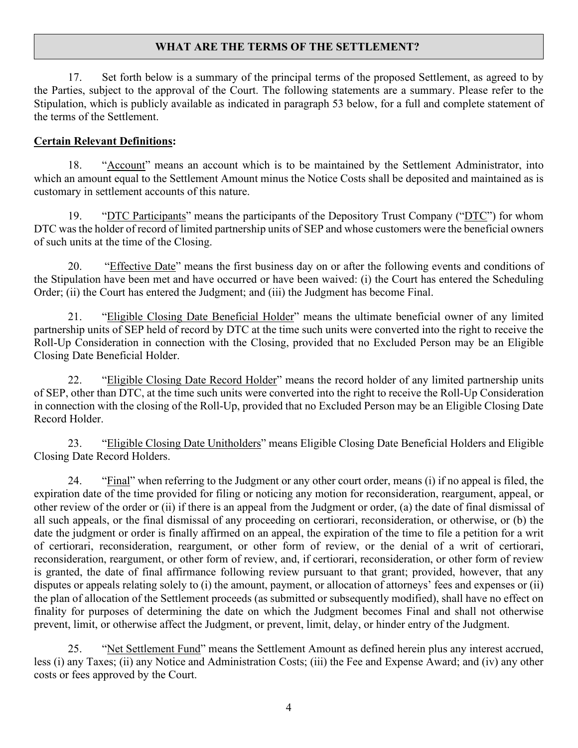## WHAT ARE THE TERMS OF THE SETTLEMENT?

17. Set forth below is a summary of the principal terms of the proposed Settlement, as agreed to by the Parties, subject to the approval of the Court. The following statements are a summary. Please refer to the Stipulation, which is publicly available as indicated in paragraph 53 below, for a full and complete statement of the terms of the Settlement.

**Certain Relevant Definitions:**

18. "Account" means an account which is to be maintained by the Settlement Administrator, into which an amount equal to the Settlement Amount minus the Notice Costs shall be deposited and maintained as is customary in settlement accounts of this nature.

19. "DTC Participants" means the participants of the Depository Trust Company ("DTC") for whom DTC was the holder of record of limited partnership units of SEP and whose customers were the beneficial owners of such units at the time of the Closing.

20. "Effective Date" means the first business day on or after the following events and conditions of the Stipulation have been met and have occurred or have been waived: (i) the Court has entered the Scheduling Order; (ii) the Court has entered the Judgment; and (iii) the Judgment has become Final.

21. "Eligible Closing Date Beneficial Holder" means the ultimate beneficial owner of any limited partnership units of SEP held of record by DTC at the time such units were converted into the right to receive the Roll-Up Consideration in connection with the Closing, provided that no Excluded Person may be an Eligible Closing Date Beneficial Holder.

22. "Eligible Closing Date Record Holder" means the record holder of any limited partnership units of SEP, other than DTC, at the time such units were converted into the right to receive the Roll-Up Consideration in connection with the closing of the Roll-Up, provided that no Excluded Person may be an Eligible Closing Date Record Holder.

23. "Eligible Closing Date Unitholders" means Eligible Closing Date Beneficial Holders and Eligible Closing Date Record Holders.

24. "Final" when referring to the Judgment or any other court order, means (i) if no appeal is filed, the expiration date of the time provided for filing or noticing any motion for reconsideration, reargument, appeal, or other review of the order or (ii) if there is an appeal from the Judgment or order, (a) the date of final dismissal of all such appeals, or the final dismissal of any proceeding on certiorari, reconsideration, or otherwise, or (b) the date the judgment or order is finally affirmed on an appeal, the expiration of the time to file a petition for a writ of certiorari, reconsideration, reargument, or other form of review, or the denial of a writ of certiorari, reconsideration, reargument, or other form of review, and, if certiorari, reconsideration, or other form of review is granted, the date of final affirmance following review pursuant to that grant; provided, however, that any disputes or appeals relating solely to (i) the amount, payment, or allocation of attorneys' fees and expenses or (ii) the plan of allocation of the Settlement proceeds (as submitted or subsequently modified), shall have no effect on finality for purposes of determining the date on which the Judgment becomes Final and shall not otherwise prevent, limit, or otherwise affect the Judgment, or prevent, limit, delay, or hinder entry of the Judgment.

25. "Net Settlement Fund" means the Settlement Amount as defined herein plus any interest accrued, less (i) any Taxes; (ii) any Notice and Administration Costs; (iii) the Fee and Expense Award; and (iv) any other costs or fees approved by the Court.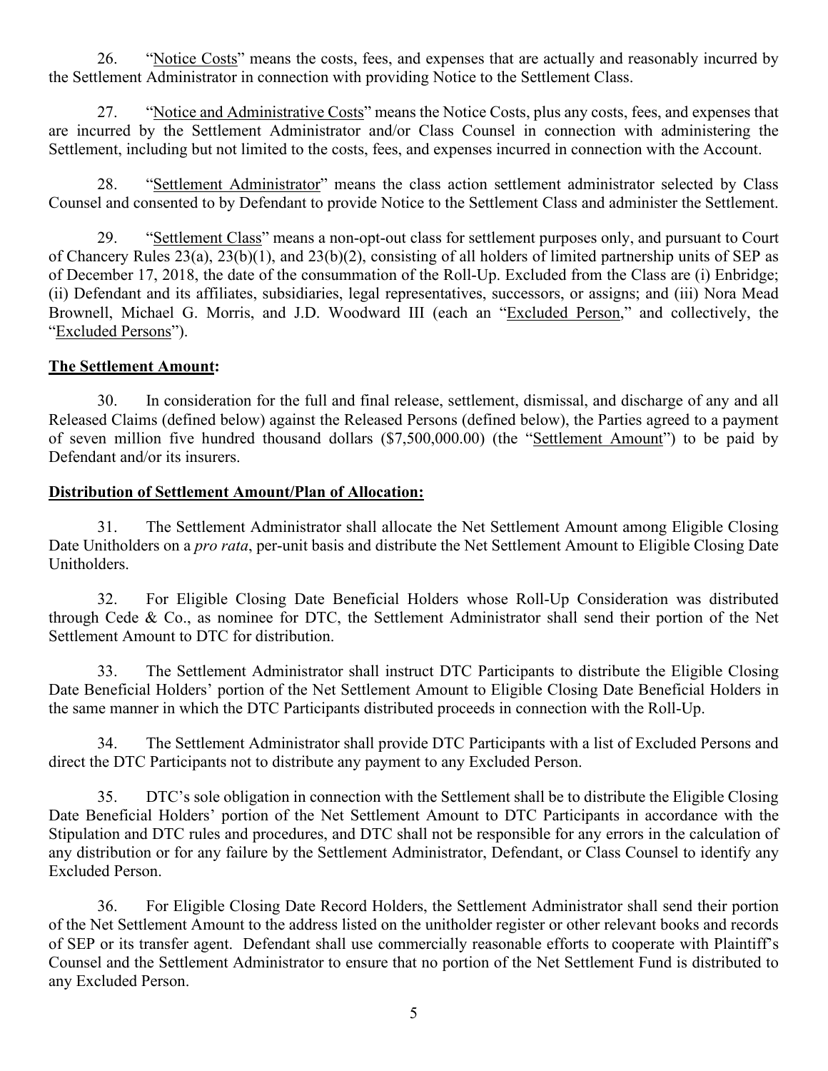26. "Notice Costs" means the costs, fees, and expenses that are actually and reasonably incurred by the Settlement Administrator in connection with providing Notice to the Settlement Class.

27. "Notice and Administrative Costs" means the Notice Costs, plus any costs, fees, and expenses that are incurred by the Settlement Administrator and/or Class Counsel in connection with administering the Settlement, including but not limited to the costs, fees, and expenses incurred in connection with the Account.

28. "Settlement Administrator" means the class action settlement administrator selected by Class Counsel and consented to by Defendant to provide Notice to the Settlement Class and administer the Settlement.

29. "Settlement Class" means a non-opt-out class for settlement purposes only, and pursuant to Court of Chancery Rules 23(a), 23(b)(1), and 23(b)(2), consisting of all holders of limited partnership units of SEP as of December 17, 2018, the date of the consummation of the Roll-Up. Excluded from the Class are (i) Enbridge; (ii) Defendant and its affiliates, subsidiaries, legal representatives, successors, or assigns; and (iii) Nora Mead Brownell, Michael G. Morris, and J.D. Woodward III (each an "Excluded Person," and collectively, the "Excluded Persons").

**The Settlement Amount:**

30. In consideration for the full and final release, settlement, dismissal, and discharge of any and all Released Claims (defined below) against the Released Persons (defined below), the Parties agreed to a payment of seven million five hundred thousand dollars ($7,500,000.00) (the "Settlement Amount") to be paid by Defendant and/or its insurers.

**Distribution of Settlement Amount/Plan of Allocation:**

31. The Settlement Administrator shall allocate the Net Settlement Amount among Eligible Closing Date Unitholders on a *pro rata*, per-unit basis and distribute the Net Settlement Amount to Eligible Closing Date Unitholders.

32. For Eligible Closing Date Beneficial Holders whose Roll-Up Consideration was distributed through Cede & Co., as nominee for DTC, the Settlement Administrator shall send their portion of the Net Settlement Amount to DTC for distribution.

33. The Settlement Administrator shall instruct DTC Participants to distribute the Eligible Closing Date Beneficial Holders' portion of the Net Settlement Amount to Eligible Closing Date Beneficial Holders in the same manner in which the DTC Participants distributed proceeds in connection with the Roll-Up.

34. The Settlement Administrator shall provide DTC Participants with a list of Excluded Persons and direct the DTC Participants not to distribute any payment to any Excluded Person.

35. DTC's sole obligation in connection with the Settlement shall be to distribute the Eligible Closing Date Beneficial Holders' portion of the Net Settlement Amount to DTC Participants in accordance with the Stipulation and DTC rules and procedures, and DTC shall not be responsible for any errors in the calculation of any distribution or for any failure by the Settlement Administrator, Defendant, or Class Counsel to identify any Excluded Person.

36. For Eligible Closing Date Record Holders, the Settlement Administrator shall send their portion of the Net Settlement Amount to the address listed on the unitholder register or other relevant books and records of SEP or its transfer agent. Defendant shall use commercially reasonable efforts to cooperate with Plaintiff's Counsel and the Settlement Administrator to ensure that no portion of the Net Settlement Fund is distributed to any Excluded Person.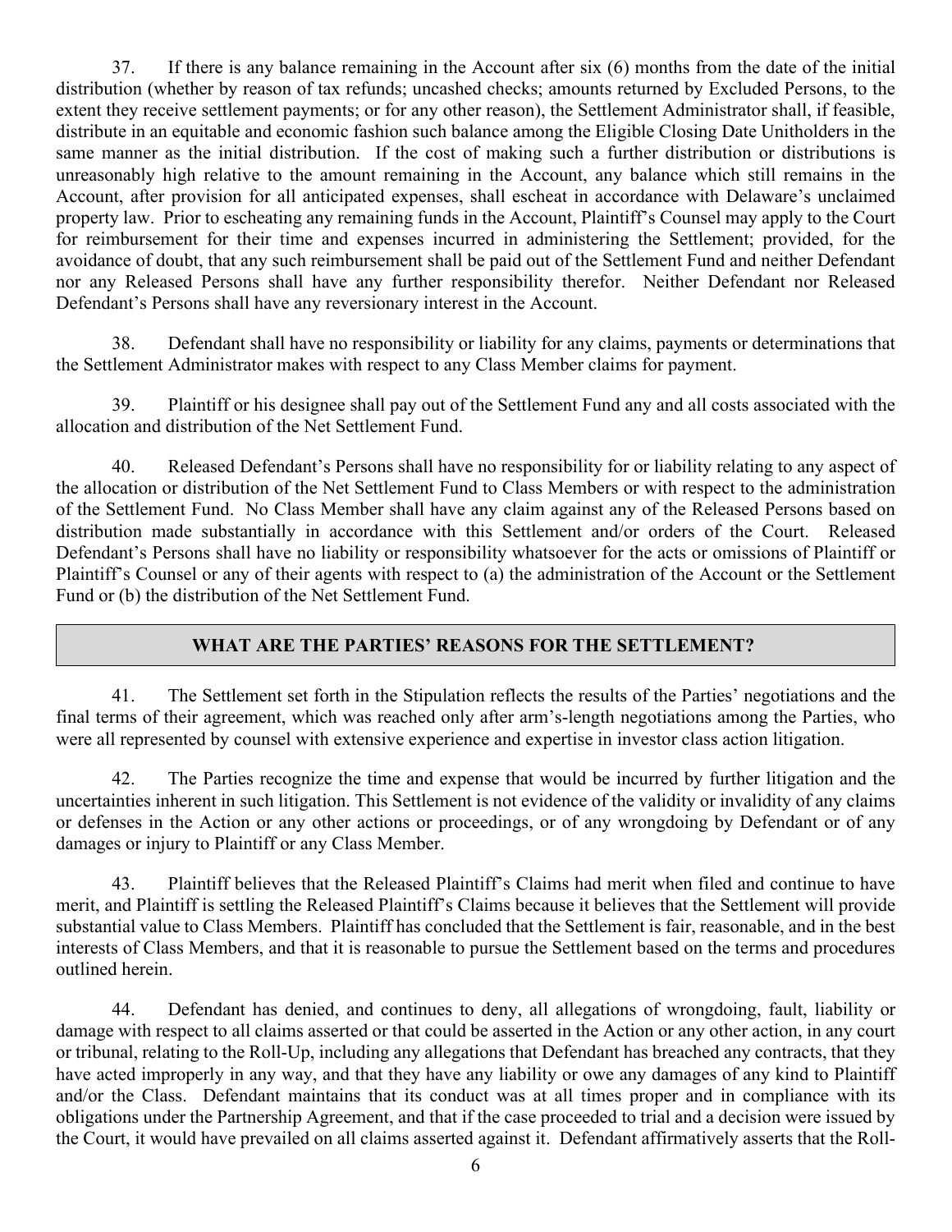37. If there is any balance remaining in the Account after six (6) months from the date of the initial distribution (whether by reason of tax refunds; uncashed checks; amounts returned by Excluded Persons, to the extent they receive settlement payments; or for any other reason), the Settlement Administrator shall, if feasible, distribute in an equitable and economic fashion such balance among the Eligible Closing Date Unitholders in the same manner as the initial distribution. If the cost of making such a further distribution or distributions is unreasonably high relative to the amount remaining in the Account, any balance which still remains in the Account, after provision for all anticipated expenses, shall escheat in accordance with Delaware's unclaimed property law. Prior to escheating any remaining funds in the Account, Plaintiff's Counsel may apply to the Court for reimbursement for their time and expenses incurred in administering the Settlement; provided, for the avoidance of doubt, that any such reimbursement shall be paid out of the Settlement Fund and neither Defendant nor any Released Persons shall have any further responsibility therefor. Neither Defendant nor Released Defendant's Persons shall have any reversionary interest in the Account.

38. Defendant shall have no responsibility or liability for any claims, payments or determinations that the Settlement Administrator makes with respect to any Class Member claims for payment.

39. Plaintiff or his designee shall pay out of the Settlement Fund any and all costs associated with the allocation and distribution of the Net Settlement Fund.

40. Released Defendant's Persons shall have no responsibility for or liability relating to any aspect of the allocation or distribution of the Net Settlement Fund to Class Members or with respect to the administration of the Settlement Fund. No Class Member shall have any claim against any of the Released Persons based on distribution made substantially in accordance with this Settlement and/or orders of the Court. Released Defendant's Persons shall have no liability or responsibility whatsoever for the acts or omissions of Plaintiff or Plaintiff's Counsel or any of their agents with respect to (a) the administration of the Account or the Settlement Fund or (b) the distribution of the Net Settlement Fund.

## WHAT ARE THE PARTIES' REASONS FOR THE SETTLEMENT?

41. The Settlement set forth in the Stipulation reflects the results of the Parties' negotiations and the final terms of their agreement, which was reached only after arm's-length negotiations among the Parties, who were all represented by counsel with extensive experience and expertise in investor class action litigation.

42. The Parties recognize the time and expense that would be incurred by further litigation and the uncertainties inherent in such litigation. This Settlement is not evidence of the validity or invalidity of any claims or defenses in the Action or any other actions or proceedings, or of any wrongdoing by Defendant or of any damages or injury to Plaintiff or any Class Member.

43. Plaintiff believes that the Released Plaintiff's Claims had merit when filed and continue to have merit, and Plaintiff is settling the Released Plaintiff's Claims because it believes that the Settlement will provide substantial value to Class Members. Plaintiff has concluded that the Settlement is fair, reasonable, and in the best interests of Class Members, and that it is reasonable to pursue the Settlement based on the terms and procedures outlined herein.

44. Defendant has denied, and continues to deny, all allegations of wrongdoing, fault, liability or damage with respect to all claims asserted or that could be asserted in the Action or any other action, in any court or tribunal, relating to the Roll-Up, including any allegations that Defendant has breached any contracts, that they have acted improperly in any way, and that they have any liability or owe any damages of any kind to Plaintiff and/or the Class. Defendant maintains that its conduct was at all times proper and in compliance with its obligations under the Partnership Agreement, and that if the case proceeded to trial and a decision were issued by the Court, it would have prevailed on all claims asserted against it. Defendant affirmatively asserts that the Roll-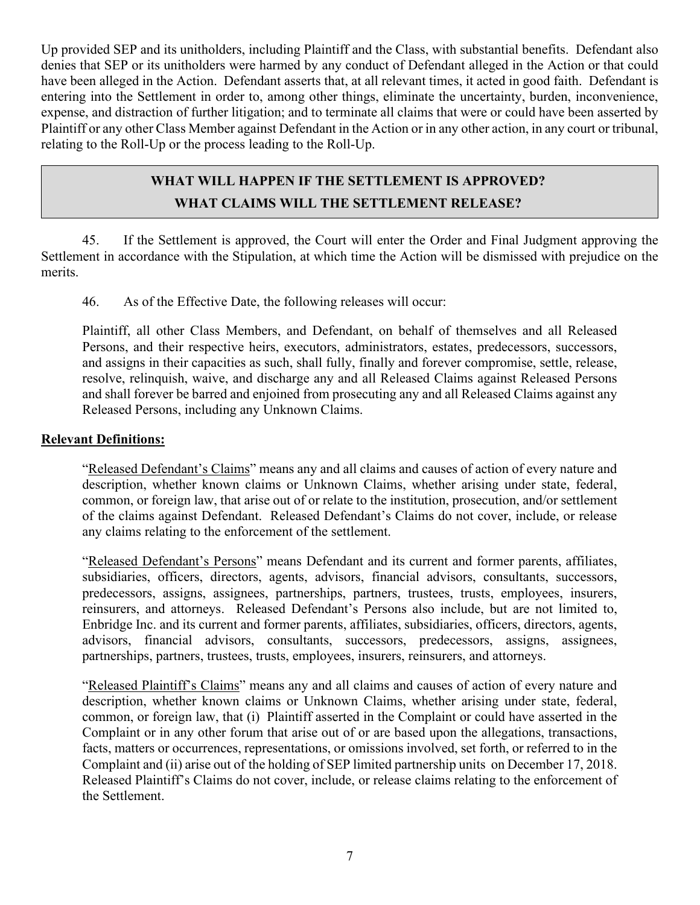Up provided SEP and its unitholders, including Plaintiff and the Class, with substantial benefits. Defendant also denies that SEP or its unitholders were harmed by any conduct of Defendant alleged in the Action or that could have been alleged in the Action. Defendant asserts that, at all relevant times, it acted in good faith. Defendant is entering into the Settlement in order to, among other things, eliminate the uncertainty, burden, inconvenience, expense, and distraction of further litigation; and to terminate all claims that were or could have been asserted by Plaintiff or any other Class Member against Defendant in the Action or in any other action, in any court or tribunal, relating to the Roll-Up or the process leading to the Roll-Up.

## WHAT WILL HAPPEN IF THE SETTLEMENT IS APPROVED? WHAT CLAIMS WILL THE SETTLEMENT RELEASE?

45. If the Settlement is approved, the Court will enter the Order and Final Judgment approving the Settlement in accordance with the Stipulation, at which time the Action will be dismissed with prejudice on the merits.

46. As of the Effective Date, the following releases will occur:

> Plaintiff, all other Class Members, and Defendant, on behalf of themselves and all Released Persons, and their respective heirs, executors, administrators, estates, predecessors, successors, and assigns in their capacities as such, shall fully, finally and forever compromise, settle, release, resolve, relinquish, waive, and discharge any and all Released Claims against Released Persons and shall forever be barred and enjoined from prosecuting any and all Released Claims against any Released Persons, including any Unknown Claims.

**Relevant Definitions:**

> "Released Defendant's Claims" means any and all claims and causes of action of every nature and description, whether known claims or Unknown Claims, whether arising under state, federal, common, or foreign law, that arise out of or relate to the institution, prosecution, and/or settlement of the claims against Defendant. Released Defendant's Claims do not cover, include, or release any claims relating to the enforcement of the settlement.
>
> "Released Defendant's Persons" means Defendant and its current and former parents, affiliates, subsidiaries, officers, directors, agents, advisors, financial advisors, consultants, successors, predecessors, assigns, assignees, partnerships, partners, trustees, trusts, employees, insurers, reinsurers, and attorneys. Released Defendant's Persons also include, but are not limited to, Enbridge Inc. and its current and former parents, affiliates, subsidiaries, officers, directors, agents, advisors, financial advisors, consultants, successors, predecessors, assigns, assignees, partnerships, partners, trustees, trusts, employees, insurers, reinsurers, and attorneys.
>
> "Released Plaintiff's Claims" means any and all claims and causes of action of every nature and description, whether known claims or Unknown Claims, whether arising under state, federal, common, or foreign law, that (i) Plaintiff asserted in the Complaint or could have asserted in the Complaint or in any other forum that arise out of or are based upon the allegations, transactions, facts, matters or occurrences, representations, or omissions involved, set forth, or referred to in the Complaint and (ii) arise out of the holding of SEP limited partnership units on December 17, 2018. Released Plaintiff's Claims do not cover, include, or release claims relating to the enforcement of the Settlement.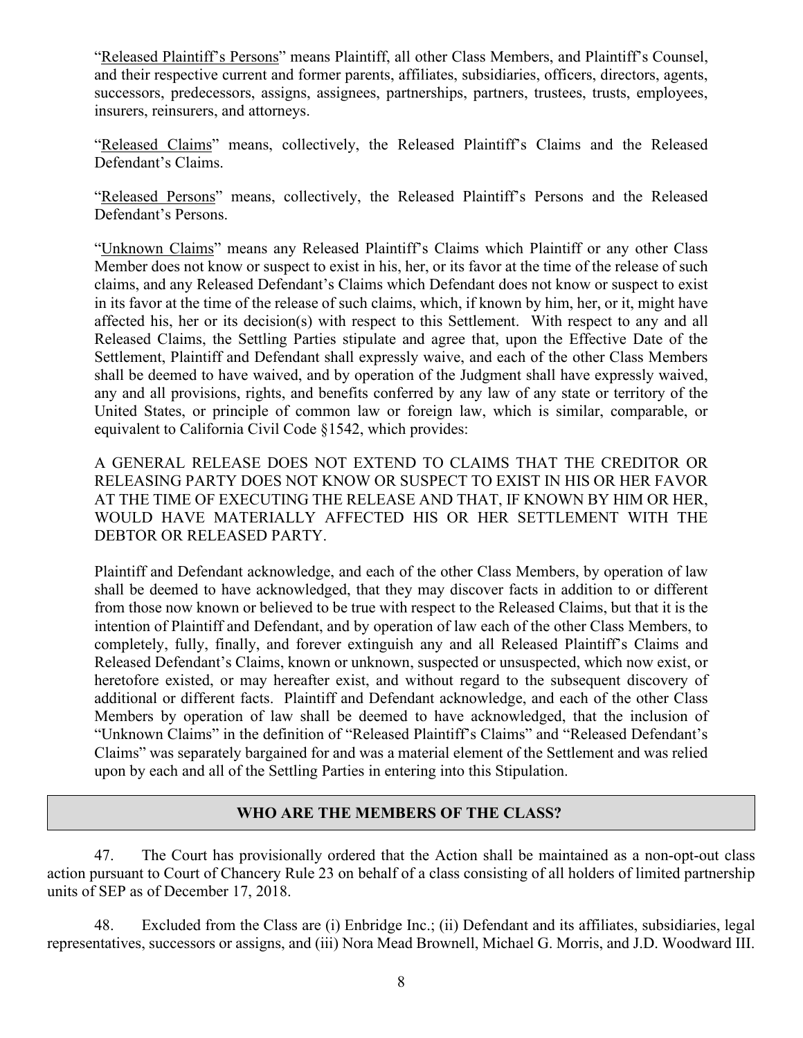"Released Plaintiff's Persons" means Plaintiff, all other Class Members, and Plaintiff's Counsel, and their respective current and former parents, affiliates, subsidiaries, officers, directors, agents, successors, predecessors, assigns, assignees, partnerships, partners, trustees, trusts, employees, insurers, reinsurers, and attorneys.

"Released Claims" means, collectively, the Released Plaintiff's Claims and the Released Defendant's Claims.

"Released Persons" means, collectively, the Released Plaintiff's Persons and the Released Defendant's Persons.

"Unknown Claims" means any Released Plaintiff's Claims which Plaintiff or any other Class Member does not know or suspect to exist in his, her, or its favor at the time of the release of such claims, and any Released Defendant's Claims which Defendant does not know or suspect to exist in its favor at the time of the release of such claims, which, if known by him, her, or it, might have affected his, her or its decision(s) with respect to this Settlement. With respect to any and all Released Claims, the Settling Parties stipulate and agree that, upon the Effective Date of the Settlement, Plaintiff and Defendant shall expressly waive, and each of the other Class Members shall be deemed to have waived, and by operation of the Judgment shall have expressly waived, any and all provisions, rights, and benefits conferred by any law of any state or territory of the United States, or principle of common law or foreign law, which is similar, comparable, or equivalent to California Civil Code §1542, which provides:

A GENERAL RELEASE DOES NOT EXTEND TO CLAIMS THAT THE CREDITOR OR RELEASING PARTY DOES NOT KNOW OR SUSPECT TO EXIST IN HIS OR HER FAVOR AT THE TIME OF EXECUTING THE RELEASE AND THAT, IF KNOWN BY HIM OR HER, WOULD HAVE MATERIALLY AFFECTED HIS OR HER SETTLEMENT WITH THE DEBTOR OR RELEASED PARTY.

Plaintiff and Defendant acknowledge, and each of the other Class Members, by operation of law shall be deemed to have acknowledged, that they may discover facts in addition to or different from those now known or believed to be true with respect to the Released Claims, but that it is the intention of Plaintiff and Defendant, and by operation of law each of the other Class Members, to completely, fully, finally, and forever extinguish any and all Released Plaintiff's Claims and Released Defendant's Claims, known or unknown, suspected or unsuspected, which now exist, or heretofore existed, or may hereafter exist, and without regard to the subsequent discovery of additional or different facts. Plaintiff and Defendant acknowledge, and each of the other Class Members by operation of law shall be deemed to have acknowledged, that the inclusion of "Unknown Claims" in the definition of "Released Plaintiff's Claims" and "Released Defendant's Claims" was separately bargained for and was a material element of the Settlement and was relied upon by each and all of the Settling Parties in entering into this Stipulation.

## WHO ARE THE MEMBERS OF THE CLASS?

47. The Court has provisionally ordered that the Action shall be maintained as a non-opt-out class action pursuant to Court of Chancery Rule 23 on behalf of a class consisting of all holders of limited partnership units of SEP as of December 17, 2018.

48. Excluded from the Class are (i) Enbridge Inc.; (ii) Defendant and its affiliates, subsidiaries, legal representatives, successors or assigns, and (iii) Nora Mead Brownell, Michael G. Morris, and J.D. Woodward III.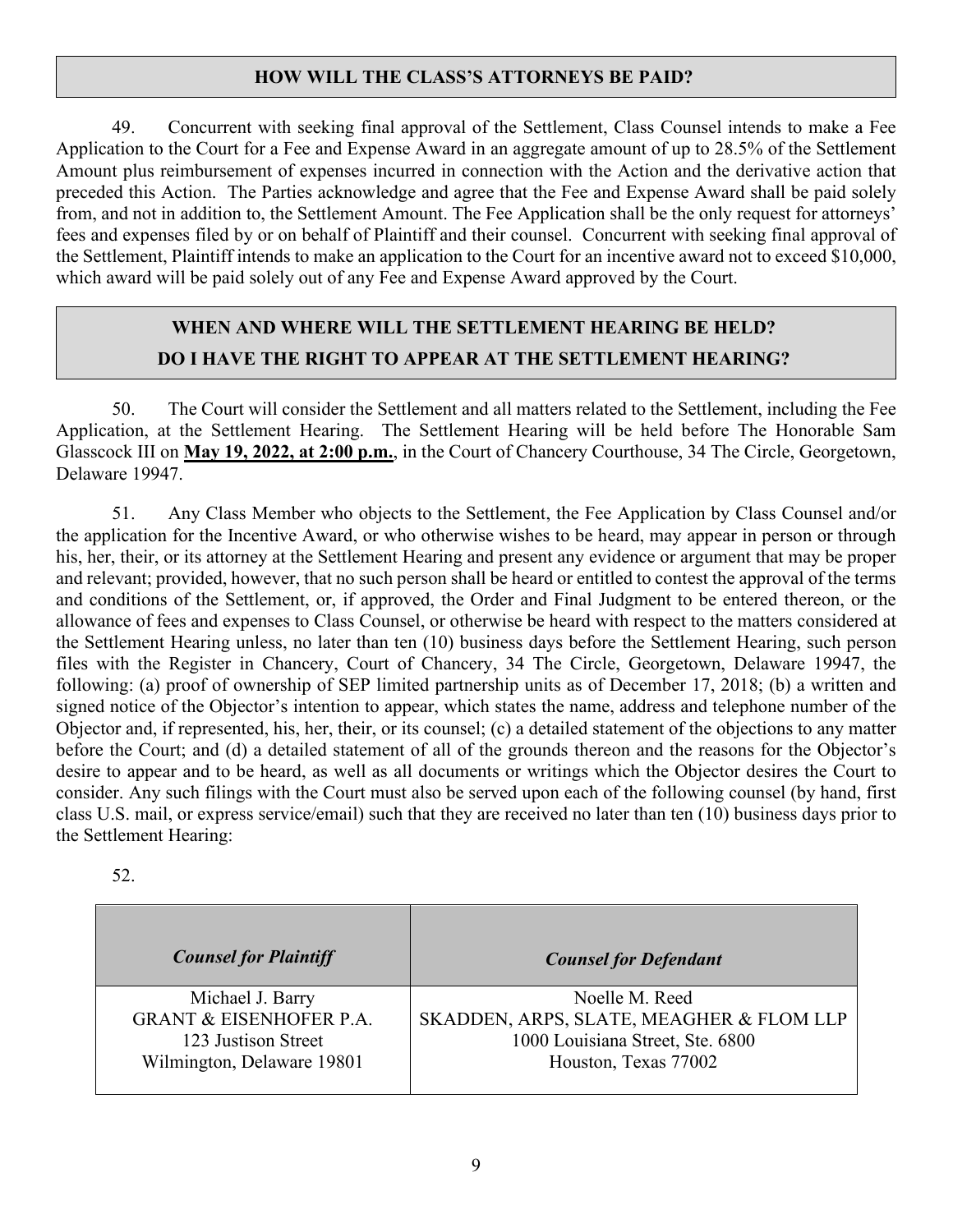## HOW WILL THE CLASS'S ATTORNEYS BE PAID?

49. Concurrent with seeking final approval of the Settlement, Class Counsel intends to make a Fee Application to the Court for a Fee and Expense Award in an aggregate amount of up to 28.5% of the Settlement Amount plus reimbursement of expenses incurred in connection with the Action and the derivative action that preceded this Action. The Parties acknowledge and agree that the Fee and Expense Award shall be paid solely from, and not in addition to, the Settlement Amount. The Fee Application shall be the only request for attorneys' fees and expenses filed by or on behalf of Plaintiff and their counsel. Concurrent with seeking final approval of the Settlement, Plaintiff intends to make an application to the Court for an incentive award not to exceed $10,000, which award will be paid solely out of any Fee and Expense Award approved by the Court.

## WHEN AND WHERE WILL THE SETTLEMENT HEARING BE HELD? DO I HAVE THE RIGHT TO APPEAR AT THE SETTLEMENT HEARING?

50. The Court will consider the Settlement and all matters related to the Settlement, including the Fee Application, at the Settlement Hearing. The Settlement Hearing will be held before The Honorable Sam Glasscock III on **May 19, 2022, at 2:00 p.m.**, in the Court of Chancery Courthouse, 34 The Circle, Georgetown, Delaware 19947.

51. Any Class Member who objects to the Settlement, the Fee Application by Class Counsel and/or the application for the Incentive Award, or who otherwise wishes to be heard, may appear in person or through his, her, their, or its attorney at the Settlement Hearing and present any evidence or argument that may be proper and relevant; provided, however, that no such person shall be heard or entitled to contest the approval of the terms and conditions of the Settlement, or, if approved, the Order and Final Judgment to be entered thereon, or the allowance of fees and expenses to Class Counsel, or otherwise be heard with respect to the matters considered at the Settlement Hearing unless, no later than ten (10) business days before the Settlement Hearing, such person files with the Register in Chancery, Court of Chancery, 34 The Circle, Georgetown, Delaware 19947, the following: (a) proof of ownership of SEP limited partnership units as of December 17, 2018; (b) a written and signed notice of the Objector's intention to appear, which states the name, address and telephone number of the Objector and, if represented, his, her, their, or its counsel; (c) a detailed statement of the objections to any matter before the Court; and (d) a detailed statement of all of the grounds thereon and the reasons for the Objector's desire to appear and to be heard, as well as all documents or writings which the Objector desires the Court to consider. Any such filings with the Court must also be served upon each of the following counsel (by hand, first class U.S. mail, or express service/email) such that they are received no later than ten (10) business days prior to the Settlement Hearing:

52.

| *Counsel for Plaintiff* | *Counsel for Defendant* |
|---|---|
| Michael J. Barry<br>GRANT & EISENHOFER P.A.<br>123 Justison Street<br>Wilmington, Delaware 19801 | Noelle M. Reed<br>SKADDEN, ARPS, SLATE, MEAGHER & FLOM LLP<br>1000 Louisiana Street, Ste. 6800<br>Houston, Texas 77002 |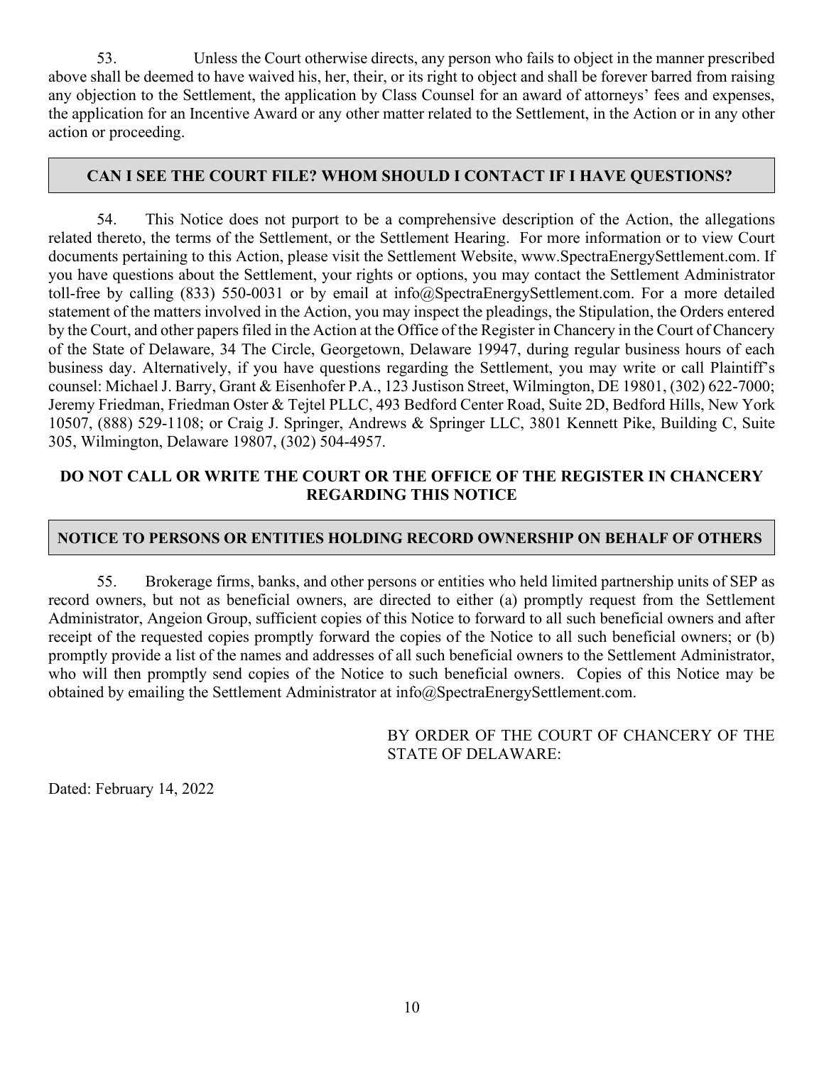53. Unless the Court otherwise directs, any person who fails to object in the manner prescribed above shall be deemed to have waived his, her, their, or its right to object and shall be forever barred from raising any objection to the Settlement, the application by Class Counsel for an award of attorneys' fees and expenses, the application for an Incentive Award or any other matter related to the Settlement, in the Action or in any other action or proceeding.

## CAN I SEE THE COURT FILE? WHOM SHOULD I CONTACT IF I HAVE QUESTIONS?

54. This Notice does not purport to be a comprehensive description of the Action, the allegations related thereto, the terms of the Settlement, or the Settlement Hearing. For more information or to view Court documents pertaining to this Action, please visit the Settlement Website, www.SpectraEnergySettlement.com. If you have questions about the Settlement, your rights or options, you may contact the Settlement Administrator toll-free by calling (833) 550-0031 or by email at info@SpectraEnergySettlement.com. For a more detailed statement of the matters involved in the Action, you may inspect the pleadings, the Stipulation, the Orders entered by the Court, and other papers filed in the Action at the Office of the Register in Chancery in the Court of Chancery of the State of Delaware, 34 The Circle, Georgetown, Delaware 19947, during regular business hours of each business day. Alternatively, if you have questions regarding the Settlement, you may write or call Plaintiff's counsel: Michael J. Barry, Grant & Eisenhofer P.A., 123 Justison Street, Wilmington, DE 19801, (302) 622-7000; Jeremy Friedman, Friedman Oster & Tejtel PLLC, 493 Bedford Center Road, Suite 2D, Bedford Hills, New York 10507, (888) 529-1108; or Craig J. Springer, Andrews & Springer LLC, 3801 Kennett Pike, Building C, Suite 305, Wilmington, Delaware 19807, (302) 504-4957.

**DO NOT CALL OR WRITE THE COURT OR THE OFFICE OF THE REGISTER IN CHANCERY REGARDING THIS NOTICE**

## NOTICE TO PERSONS OR ENTITIES HOLDING RECORD OWNERSHIP ON BEHALF OF OTHERS

55. Brokerage firms, banks, and other persons or entities who held limited partnership units of SEP as record owners, but not as beneficial owners, are directed to either (a) promptly request from the Settlement Administrator, Angeion Group, sufficient copies of this Notice to forward to all such beneficial owners and after receipt of the requested copies promptly forward the copies of the Notice to all such beneficial owners; or (b) promptly provide a list of the names and addresses of all such beneficial owners to the Settlement Administrator, who will then promptly send copies of the Notice to such beneficial owners. Copies of this Notice may be obtained by emailing the Settlement Administrator at info@SpectraEnergySettlement.com.

BY ORDER OF THE COURT OF CHANCERY OF THE STATE OF DELAWARE:

Dated: February 14, 2022